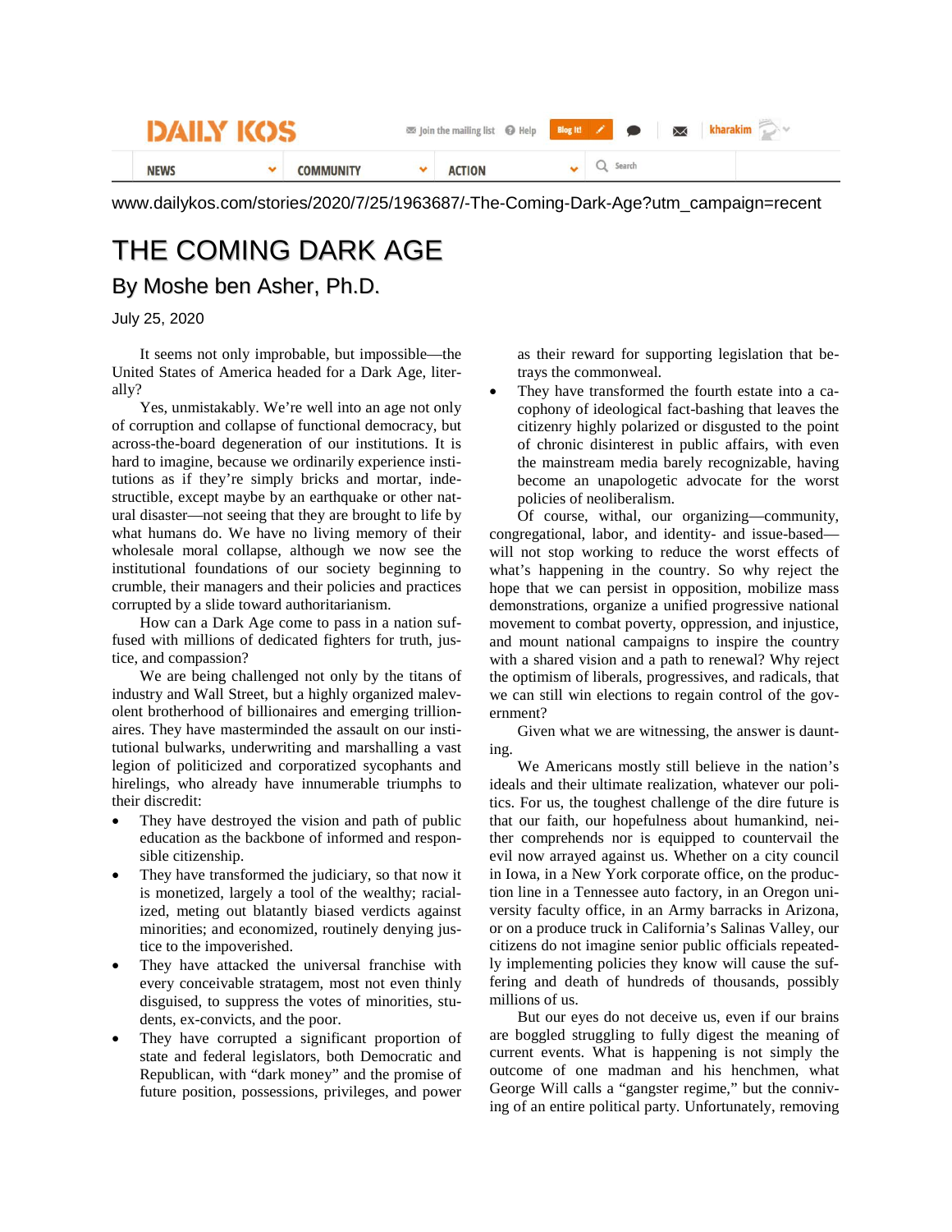www.dailykos.com/stories/2020/7/25/1963687/-The-Coming-Dark-Age?utm_campaign=recent

# THE COMING DARK AGE

## By Moshe ben Asher, Ph.D.

July 25, 2020

It seems not only improbable, but impossible—the United States of America headed for a Dark Age, literally?

Yes, unmistakably. We're well into an age not only of corruption and collapse of functional democracy, but across-the-board degeneration of our institutions. It is hard to imagine, because we ordinarily experience institutions as if they're simply bricks and mortar, indestructible, except maybe by an earthquake or other natural disaster—not seeing that they are brought to life by what humans do. We have no living memory of their wholesale moral collapse, although we now see the institutional foundations of our society beginning to crumble, their managers and their policies and practices corrupted by a slide toward authoritarianism.

How can a Dark Age come to pass in a nation suffused with millions of dedicated fighters for truth, justice, and compassion?

We are being challenged not only by the titans of industry and Wall Street, but a highly organized malevolent brotherhood of billionaires and emerging trillionaires. They have masterminded the assault on our institutional bulwarks, underwriting and marshalling a vast legion of politicized and corporatized sycophants and hirelings, who already have innumerable triumphs to their discredit:

- They have destroyed the vision and path of public education as the backbone of informed and responsible citizenship.
- They have transformed the judiciary, so that now it is monetized, largely a tool of the wealthy; racialized, meting out blatantly biased verdicts against minorities; and economized, routinely denying justice to the impoverished.
- They have attacked the universal franchise with every conceivable stratagem, most not even thinly disguised, to suppress the votes of minorities, students, ex-convicts, and the poor.
- They have corrupted a significant proportion of state and federal legislators, both Democratic and Republican, with "dark money" and the promise of future position, possessions, privileges, and power as their reward for supporting legislation that betrays the commonweal.
- They have transformed the fourth estate into a cacophony of ideological fact-bashing that leaves the citizenry highly polarized or disgusted to the point of chronic disinterest in public affairs, with even the mainstream media barely recognizable, having become an unapologetic advocate for the worst policies of neoliberalism.

Of course, withal, our organizing—community, congregational, labor, and identity- and issue-based—will not stop working to reduce the worst effects of what's happening in the country. So why reject the hope that we can persist in opposition, mobilize mass demonstrations, organize a unified progressive national movement to combat poverty, oppression, and injustice, and mount national campaigns to inspire the country with a shared vision and a path to renewal? Why reject the optimism of liberals, progressives, and radicals, that we can still win elections to regain control of the government?

Given what we are witnessing, the answer is daunting.

We Americans mostly still believe in the nation's ideals and their ultimate realization, whatever our politics. For us, the toughest challenge of the dire future is that our faith, our hopefulness about humankind, neither comprehends nor is equipped to countervail the evil now arrayed against us. Whether on a city council in Iowa, in a New York corporate office, on the production line in a Tennessee auto factory, in an Oregon university faculty office, in an Army barracks in Arizona, or on a produce truck in California's Salinas Valley, our citizens do not imagine senior public officials repeatedly implementing policies they know will cause the suffering and death of hundreds of thousands, possibly millions of us.

But our eyes do not deceive us, even if our brains are boggled struggling to fully digest the meaning of current events. What is happening is not simply the outcome of one madman and his henchmen, what George Will calls a "gangster regime," but the conniving of an entire political party. Unfortunately, removing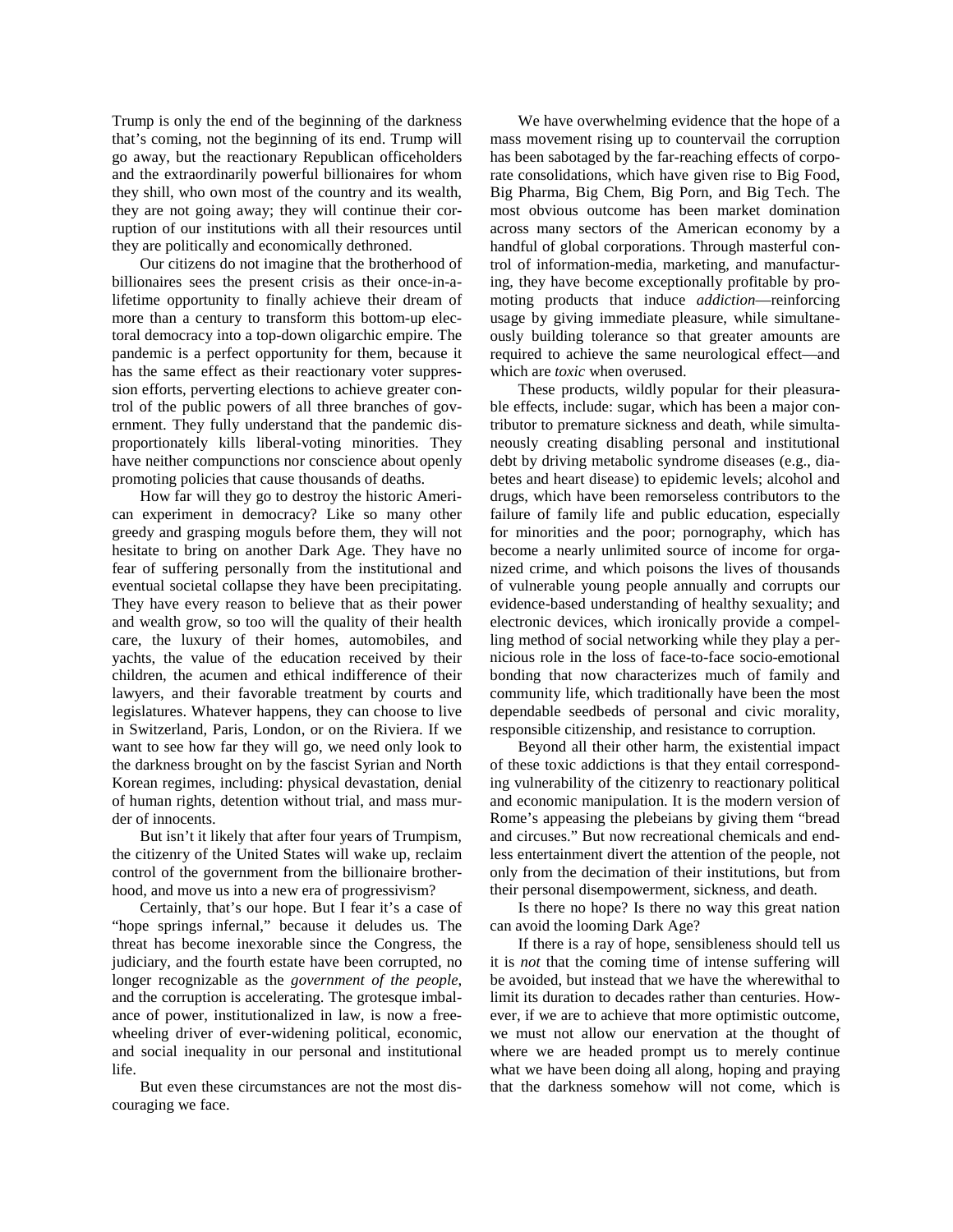Trump is only the end of the beginning of the darkness that's coming, not the beginning of its end. Trump will go away, but the reactionary Republican officeholders and the extraordinarily powerful billionaires for whom they shill, who own most of the country and its wealth, they are not going away; they will continue their corruption of our institutions with all their resources until they are politically and economically dethroned.

Our citizens do not imagine that the brotherhood of billionaires sees the present crisis as their once-in-a-lifetime opportunity to finally achieve their dream of more than a century to transform this bottom-up electoral democracy into a top-down oligarchic empire. The pandemic is a perfect opportunity for them, because it has the same effect as their reactionary voter suppression efforts, perverting elections to achieve greater control of the public powers of all three branches of government. They fully understand that the pandemic disproportionately kills liberal-voting minorities. They have neither compunctions nor conscience about openly promoting policies that cause thousands of deaths.

How far will they go to destroy the historic American experiment in democracy? Like so many other greedy and grasping moguls before them, they will not hesitate to bring on another Dark Age. They have no fear of suffering personally from the institutional and eventual societal collapse they have been precipitating. They have every reason to believe that as their power and wealth grow, so too will the quality of their health care, the luxury of their homes, automobiles, and yachts, the value of the education received by their children, the acumen and ethical indifference of their lawyers, and their favorable treatment by courts and legislatures. Whatever happens, they can choose to live in Switzerland, Paris, London, or on the Riviera. If we want to see how far they will go, we need only look to the darkness brought on by the fascist Syrian and North Korean regimes, including: physical devastation, denial of human rights, detention without trial, and mass murder of innocents.

But isn't it likely that after four years of Trumpism, the citizenry of the United States will wake up, reclaim control of the government from the billionaire brotherhood, and move us into a new era of progressivism?

Certainly, that's our hope. But I fear it's a case of "hope springs infernal," because it deludes us. The threat has become inexorable since the Congress, the judiciary, and the fourth estate have been corrupted, no longer recognizable as the *government of the people*, and the corruption is accelerating. The grotesque imbalance of power, institutionalized in law, is now a freewheeling driver of ever-widening political, economic, and social inequality in our personal and institutional life.

But even these circumstances are not the most discouraging we face.

We have overwhelming evidence that the hope of a mass movement rising up to countervail the corruption has been sabotaged by the far-reaching effects of corporate consolidations, which have given rise to Big Food, Big Pharma, Big Chem, Big Porn, and Big Tech. The most obvious outcome has been market domination across many sectors of the American economy by a handful of global corporations. Through masterful control of information-media, marketing, and manufacturing, they have become exceptionally profitable by promoting products that induce *addiction*—reinforcing usage by giving immediate pleasure, while simultaneously building tolerance so that greater amounts are required to achieve the same neurological effect—and which are *toxic* when overused.

These products, wildly popular for their pleasurable effects, include: sugar, which has been a major contributor to premature sickness and death, while simultaneously creating disabling personal and institutional debt by driving metabolic syndrome diseases (e.g., diabetes and heart disease) to epidemic levels; alcohol and drugs, which have been remorseless contributors to the failure of family life and public education, especially for minorities and the poor; pornography, which has become a nearly unlimited source of income for organized crime, and which poisons the lives of thousands of vulnerable young people annually and corrupts our evidence-based understanding of healthy sexuality; and electronic devices, which ironically provide a compelling method of social networking while they play a pernicious role in the loss of face-to-face socio-emotional bonding that now characterizes much of family and community life, which traditionally have been the most dependable seedbeds of personal and civic morality, responsible citizenship, and resistance to corruption.

Beyond all their other harm, the existential impact of these toxic addictions is that they entail corresponding vulnerability of the citizenry to reactionary political and economic manipulation. It is the modern version of Rome's appeasing the plebeians by giving them "bread and circuses." But now recreational chemicals and endless entertainment divert the attention of the people, not only from the decimation of their institutions, but from their personal disempowerment, sickness, and death.

Is there no hope? Is there no way this great nation can avoid the looming Dark Age?

If there is a ray of hope, sensibleness should tell us it is *not* that the coming time of intense suffering will be avoided, but instead that we have the wherewithal to limit its duration to decades rather than centuries. However, if we are to achieve that more optimistic outcome, we must not allow our enervation at the thought of where we are headed prompt us to merely continue what we have been doing all along, hoping and praying that the darkness somehow will not come, which is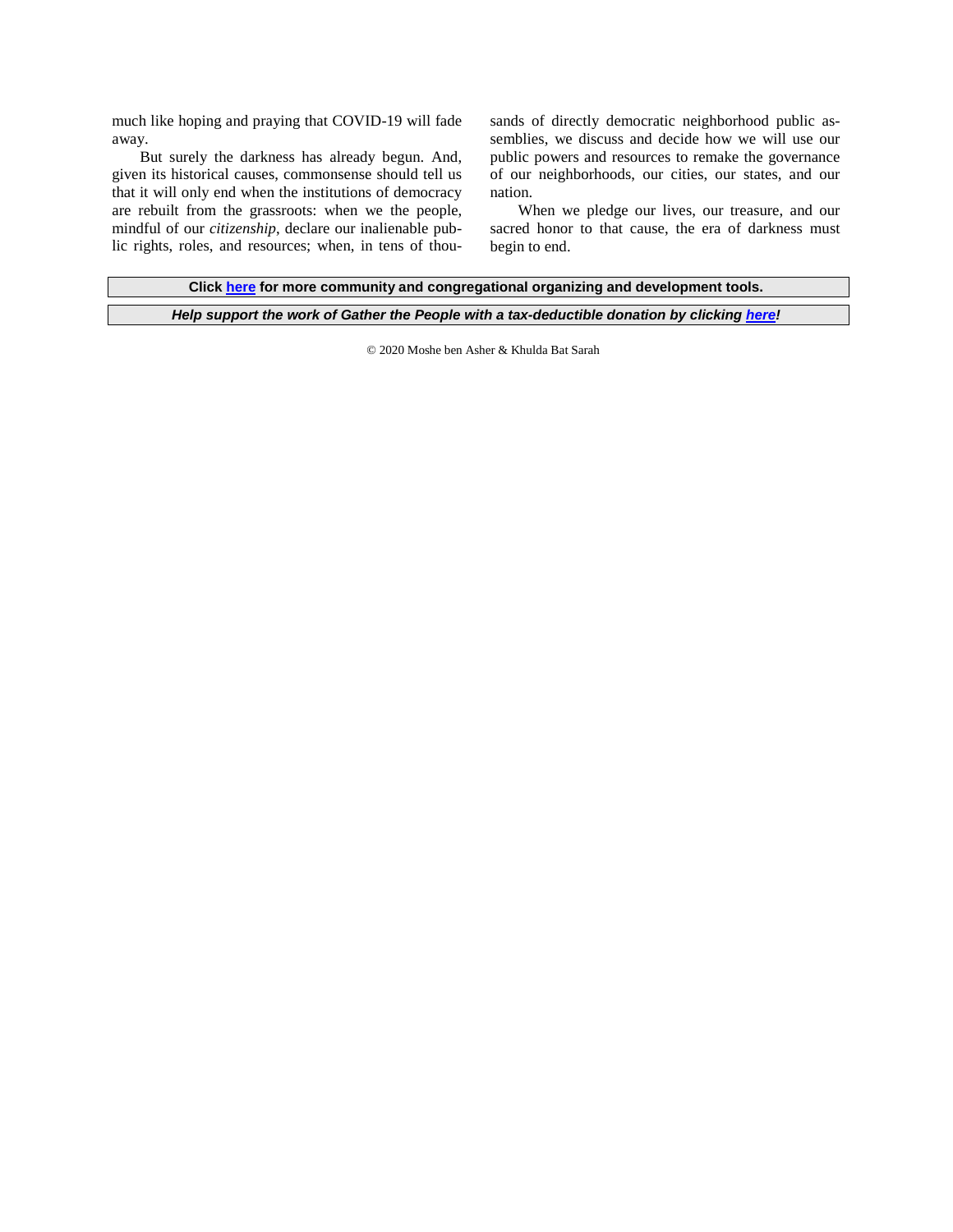much like hoping and praying that COVID-19 will fade away.

But surely the darkness has already begun. And, given its historical causes, commonsense should tell us that it will only end when the institutions of democracy are rebuilt from the grassroots: when we the people, mindful of our *citizenship*, declare our inalienable public rights, roles, and resources; when, in tens of thousands of directly democratic neighborhood public assemblies, we discuss and decide how we will use our public powers and resources to remake the governance of our neighborhoods, our cities, our states, and our nation.

When we pledge our lives, our treasure, and our sacred honor to that cause, the era of darkness must begin to end.

**Click here for more community and congregational organizing and development tools.**

***Help support the work of Gather the People with a tax-deductible donation by clicking here!***

© 2020 Moshe ben Asher & Khulda Bat Sarah